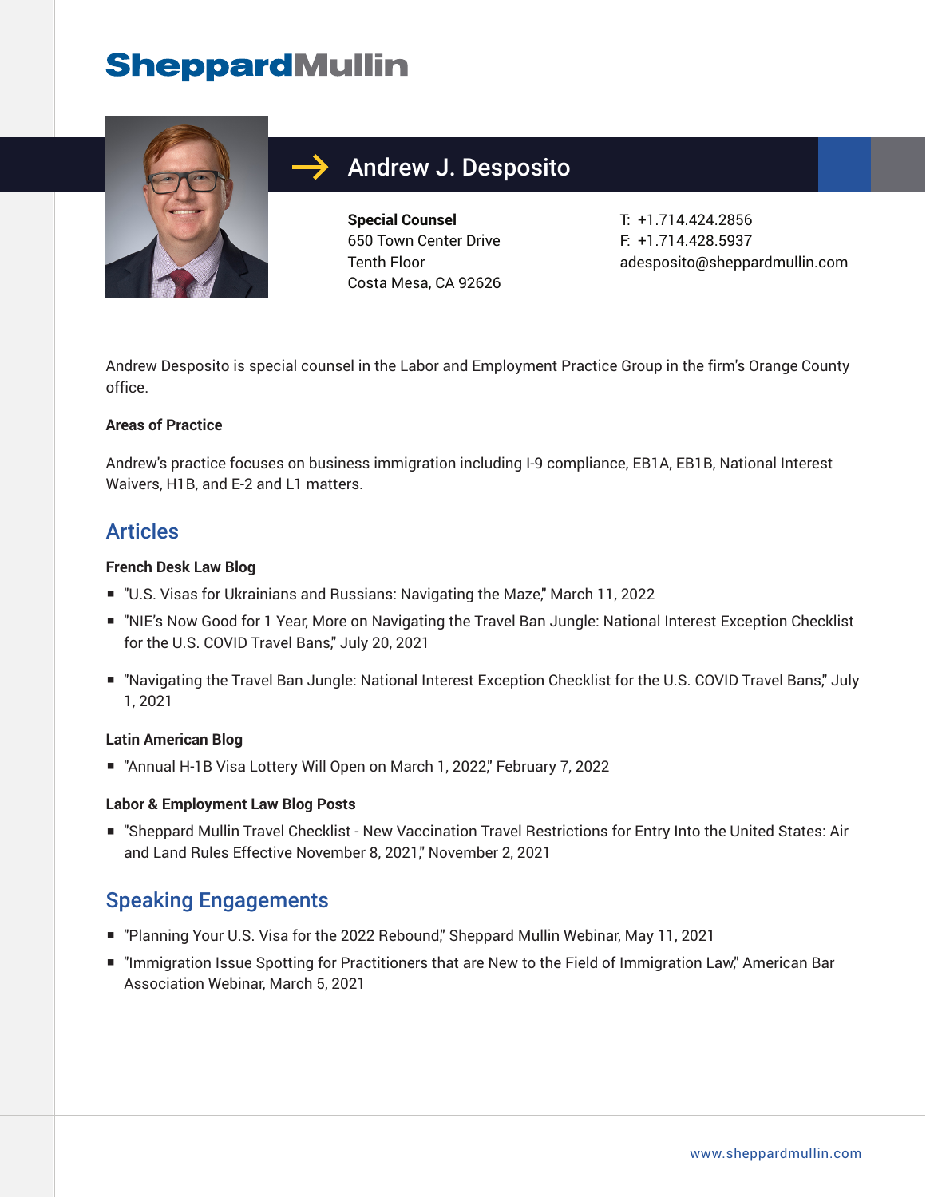# Sheppard Mullin

## Andrew J. Desposito

**Special Counsel**
650 Town Center Drive
Tenth Floor
Costa Mesa, CA 92626

T: +1.714.424.2856
F: +1.714.428.5937
adesposito@sheppardmullin.com

Andrew Desposito is special counsel in the Labor and Employment Practice Group in the firm's Orange County office.

**Areas of Practice**

Andrew's practice focuses on business immigration including I-9 compliance, EB1A, EB1B, National Interest Waivers, H1B, and E-2 and L1 matters.

## Articles

**French Desk Law Blog**

- "U.S. Visas for Ukrainians and Russians: Navigating the Maze," March 11, 2022
- "NIE's Now Good for 1 Year, More on Navigating the Travel Ban Jungle: National Interest Exception Checklist for the U.S. COVID Travel Bans," July 20, 2021
- "Navigating the Travel Ban Jungle: National Interest Exception Checklist for the U.S. COVID Travel Bans," July 1, 2021

**Latin American Blog**

- "Annual H-1B Visa Lottery Will Open on March 1, 2022," February 7, 2022

**Labor & Employment Law Blog Posts**

- "Sheppard Mullin Travel Checklist - New Vaccination Travel Restrictions for Entry Into the United States: Air and Land Rules Effective November 8, 2021," November 2, 2021

## Speaking Engagements

- "Planning Your U.S. Visa for the 2022 Rebound," Sheppard Mullin Webinar, May 11, 2021
- "Immigration Issue Spotting for Practitioners that are New to the Field of Immigration Law," American Bar Association Webinar, March 5, 2021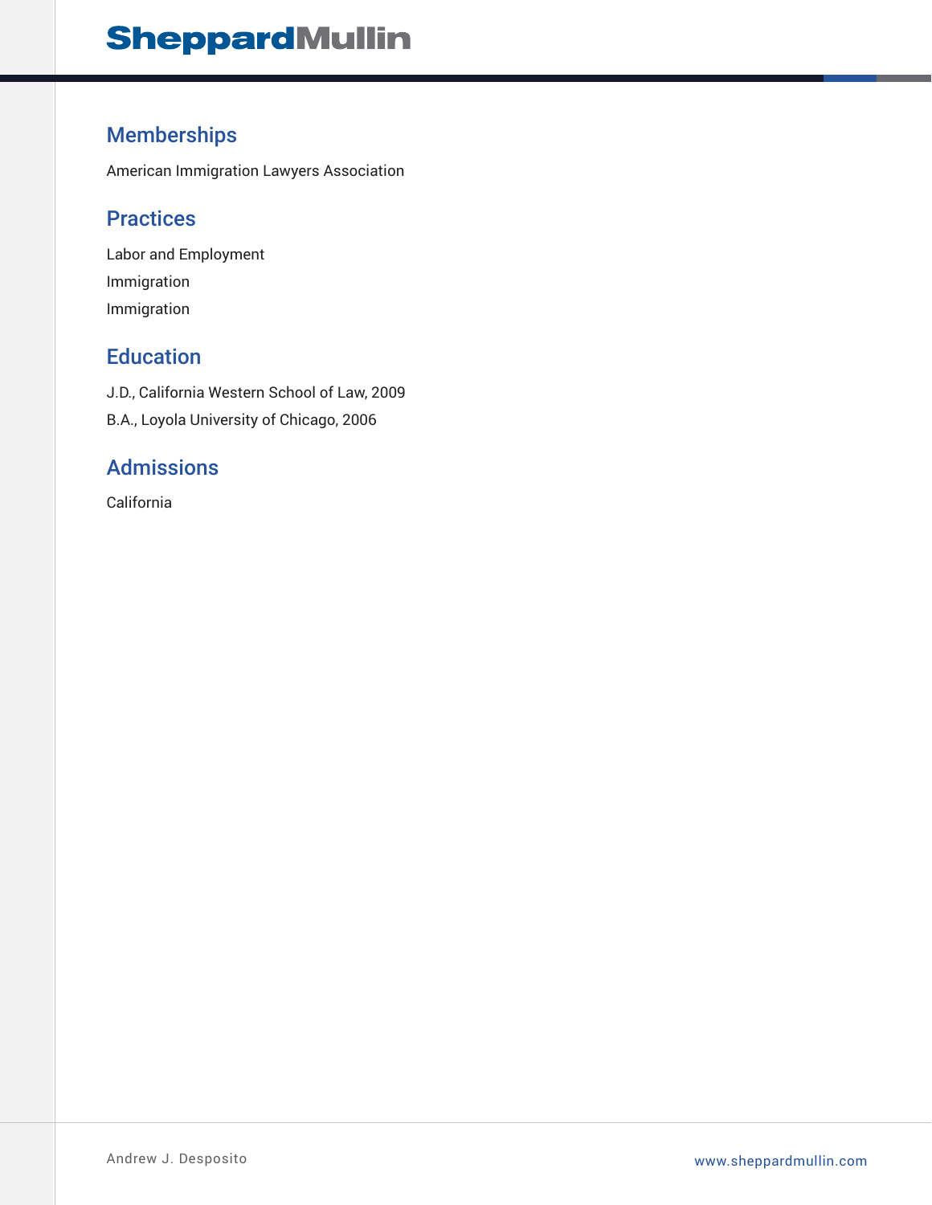## Memberships

American Immigration Lawyers Association

## Practices

Labor and Employment

Immigration

Immigration

## Education

J.D., California Western School of Law, 2009

B.A., Loyola University of Chicago, 2006

## Admissions

California